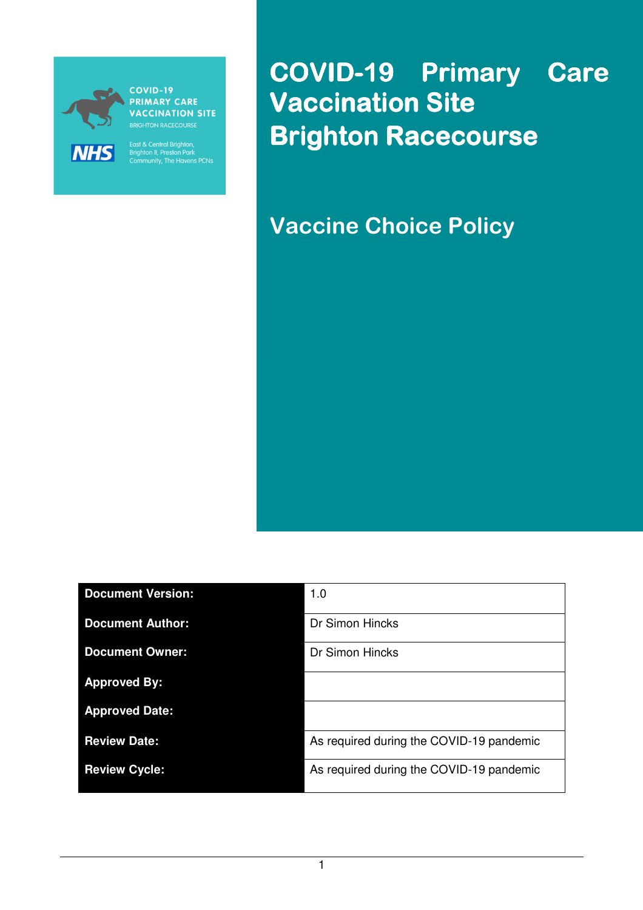COVID-19 PRIMARY CARE VACCINATION SITE
BRIGHTON RACECOURSE

NHS

East & Central Brighton, Brighton II, Preston Park Community, The Havens PCNs

# COVID-19 Primary Care Vaccination Site Brighton Racecourse

## Vaccine Choice Policy

| | |
|---|---|
| **Document Version:** | 1.0 |
| **Document Author:** | Dr Simon Hincks |
| **Document Owner:** | Dr Simon Hincks |
| **Approved By:** | |
| **Approved Date:** | |
| **Review Date:** | As required during the COVID-19 pandemic |
| **Review Cycle:** | As required during the COVID-19 pandemic |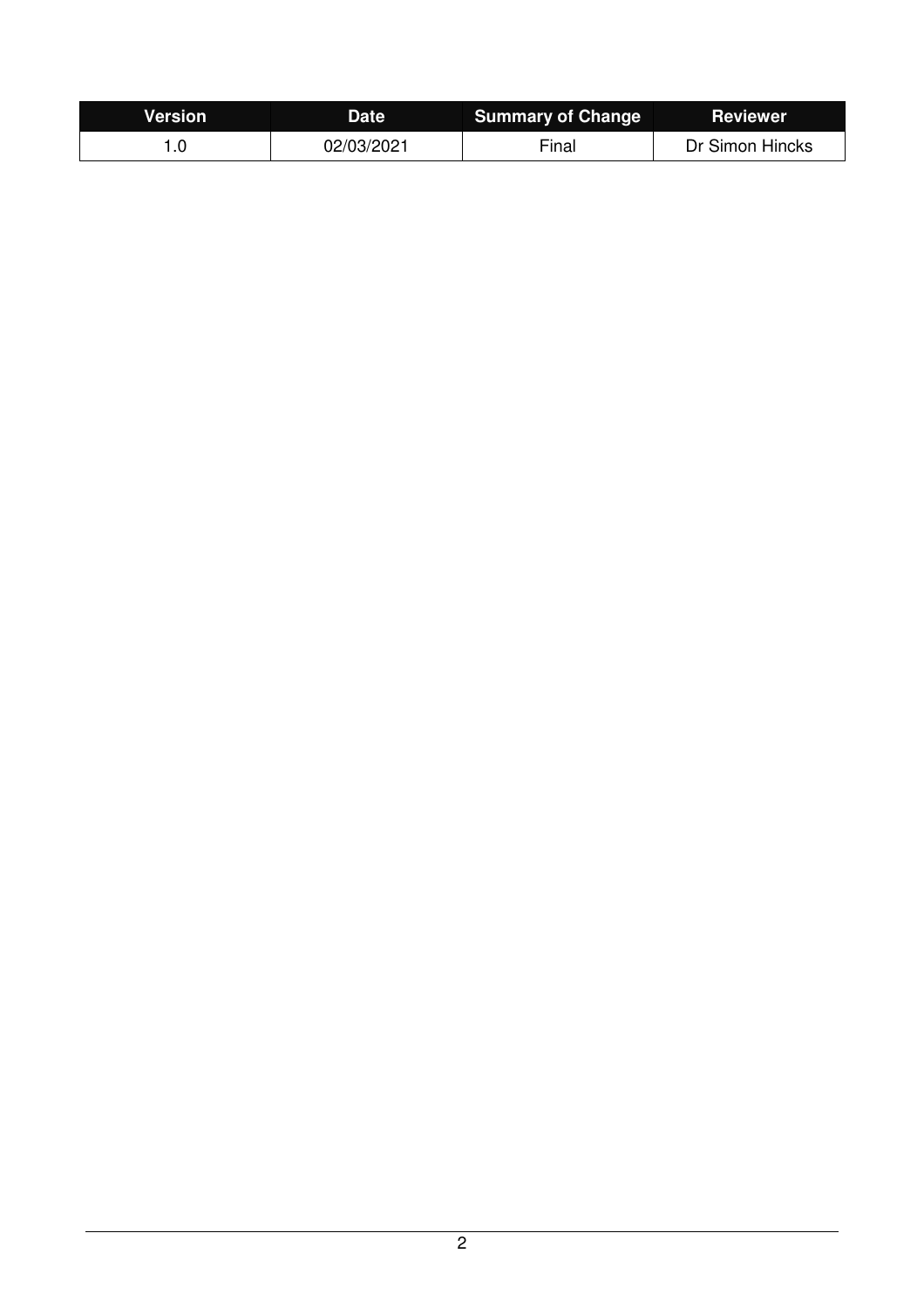| Version | Date | Summary of Change | Reviewer |
| --- | --- | --- | --- |
| 1.0 | 02/03/2021 | Final | Dr Simon Hincks |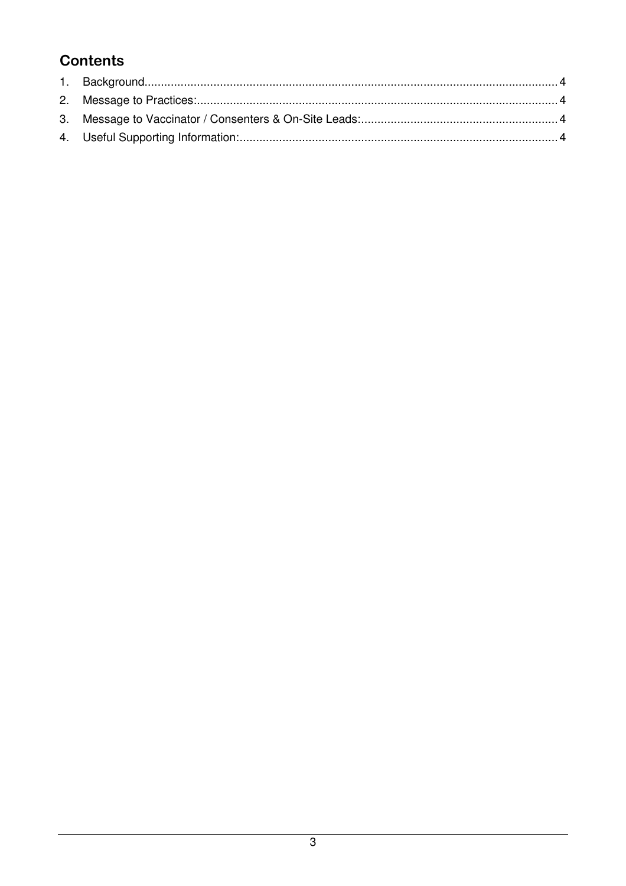## Contents

1. Background............................................................................................................................. 4
2. Message to Practices:.............................................................................................................. 4
3. Message to Vaccinator / Consenters & On-Site Leads:............................................................ 4
4. Useful Supporting Information:................................................................................................. 4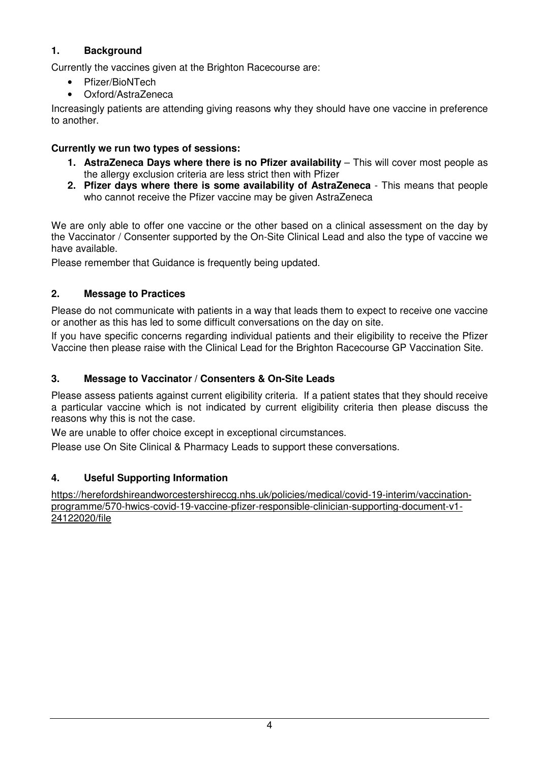## 1. Background

Currently the vaccines given at the Brighton Racecourse are:

- Pfizer/BioNTech
- Oxford/AstraZeneca

Increasingly patients are attending giving reasons why they should have one vaccine in preference to another.

**Currently we run two types of sessions:**

1. **AstraZeneca Days where there is no Pfizer availability** – This will cover most people as the allergy exclusion criteria are less strict then with Pfizer
2. **Pfizer days where there is some availability of AstraZeneca** - This means that people who cannot receive the Pfizer vaccine may be given AstraZeneca

We are only able to offer one vaccine or the other based on a clinical assessment on the day by the Vaccinator / Consenter supported by the On-Site Clinical Lead and also the type of vaccine we have available.

Please remember that Guidance is frequently being updated.

## 2. Message to Practices

Please do not communicate with patients in a way that leads them to expect to receive one vaccine or another as this has led to some difficult conversations on the day on site.

If you have specific concerns regarding individual patients and their eligibility to receive the Pfizer Vaccine then please raise with the Clinical Lead for the Brighton Racecourse GP Vaccination Site.

## 3. Message to Vaccinator / Consenters & On-Site Leads

Please assess patients against current eligibility criteria. If a patient states that they should receive a particular vaccine which is not indicated by current eligibility criteria then please discuss the reasons why this is not the case.

We are unable to offer choice except in exceptional circumstances.

Please use On Site Clinical & Pharmacy Leads to support these conversations.

## 4. Useful Supporting Information

https://herefordshireandworcestershireccg.nhs.uk/policies/medical/covid-19-interim/vaccination-programme/570-hwics-covid-19-vaccine-pfizer-responsible-clinician-supporting-document-v1-24122020/file